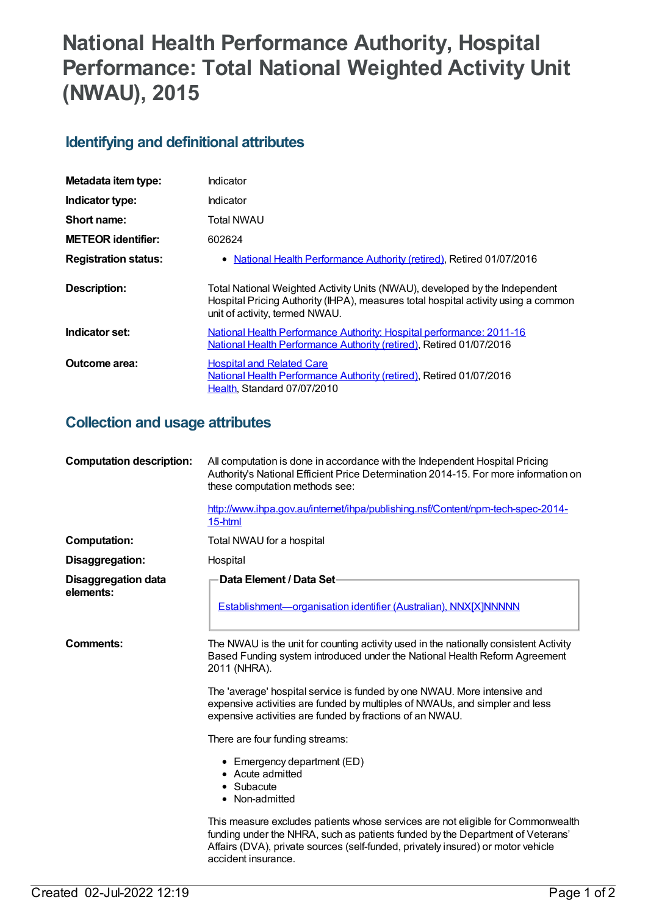# National Health Performance Authority, Hospital Performance: Total National Weighted Activity Unit (NWAU), 2015

## Identifying and definitional attributes

| | |
|---|---|
| **Metadata item type:** | Indicator |
| **Indicator type:** | Indicator |
| **Short name:** | Total NWAU |
| **METEOR identifier:** | 602624 |
| **Registration status:** | • National Health Performance Authority (retired), Retired 01/07/2016 |
| **Description:** | Total National Weighted Activity Units (NWAU), developed by the Independent Hospital Pricing Authority (IHPA), measures total hospital activity using a common unit of activity, termed NWAU. |
| **Indicator set:** | National Health Performance Authority: Hospital performance: 2011-16<br>National Health Performance Authority (retired), Retired 01/07/2016 |
| **Outcome area:** | Hospital and Related Care<br>National Health Performance Authority (retired), Retired 01/07/2016<br>Health, Standard 07/07/2010 |

## Collection and usage attributes

| | |
|---|---|
| **Computation description:** | All computation is done in accordance with the Independent Hospital Pricing Authority's National Efficient Price Determination 2014-15. For more information on these computation methods see:<br><br>http://www.ihpa.gov.au/internet/ihpa/publishing.nsf/Content/npm-tech-spec-2014-15-html |
| **Computation:** | Total NWAU for a hospital |
| **Disaggregation:** | Hospital |
| **Disaggregation data elements:** | **Data Element / Data Set**<br><br>Establishment—organisation identifier (Australian), NNX[X]NNNNN |

**Comments:**

The NWAU is the unit for counting activity used in the nationally consistent Activity Based Funding system introduced under the National Health Reform Agreement 2011 (NHRA).

The 'average' hospital service is funded by one NWAU. More intensive and expensive activities are funded by multiples of NWAUs, and simpler and less expensive activities are funded by fractions of an NWAU.

There are four funding streams:

- Emergency department (ED)
- Acute admitted
- Subacute
- Non-admitted

This measure excludes patients whose services are not eligible for Commonwealth funding under the NHRA, such as patients funded by the Department of Veterans' Affairs (DVA), private sources (self-funded, privately insured) or motor vehicle accident insurance.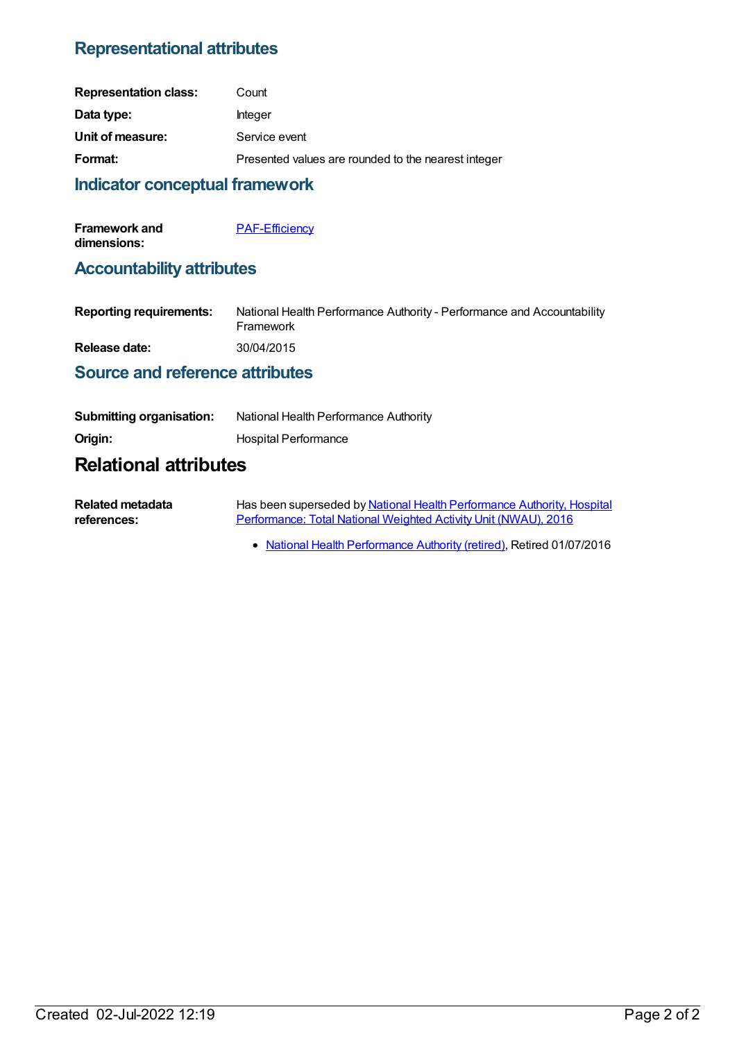## Representational attributes

| | |
|---|---|
| **Representation class:** | Count |
| **Data type:** | Integer |
| **Unit of measure:** | Service event |
| **Format:** | Presented values are rounded to the nearest integer |

## Indicator conceptual framework

| | |
|---|---|
| **Framework and dimensions:** | PAF-Efficiency |

## Accountability attributes

| | |
|---|---|
| **Reporting requirements:** | National Health Performance Authority - Performance and Accountability Framework |
| **Release date:** | 30/04/2015 |

## Source and reference attributes

| | |
|---|---|
| **Submitting organisation:** | National Health Performance Authority |
| **Origin:** | Hospital Performance |

# Relational attributes

**Related metadata references:**

Has been superseded by National Health Performance Authority, Hospital Performance: Total National Weighted Activity Unit (NWAU), 2016

- National Health Performance Authority (retired), Retired 01/07/2016